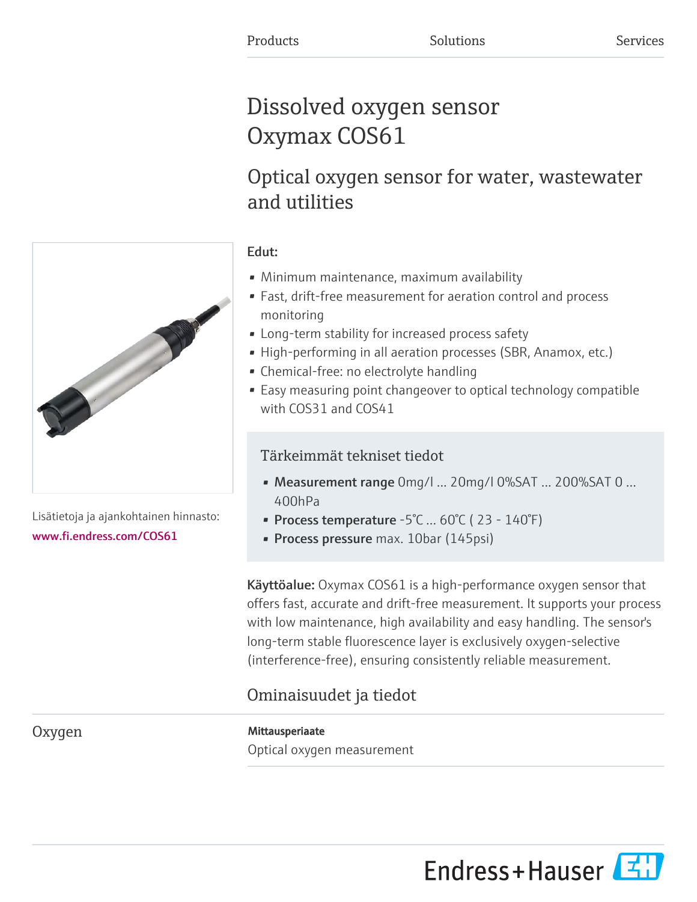Products Solutions Services

# Dissolved oxygen sensor Oxymax COS61

## Optical oxygen sensor for water, wastewater and utilities

Lisätietoja ja ajankohtainen hinnasto:
www.fi.endress.com/COS61

**Edut:**

- Minimum maintenance, maximum availability
- Fast, drift-free measurement for aeration control and process monitoring
- Long-term stability for increased process safety
- High-performing in all aeration processes (SBR, Anamox, etc.)
- Chemical-free: no electrolyte handling
- Easy measuring point changeover to optical technology compatible with COS31 and COS41

### Tärkeimmät tekniset tiedot

- **Measurement range** 0mg/l ... 20mg/l 0%SAT ... 200%SAT 0 ... 400hPa
- **Process temperature** -5°C ... 60°C ( 23 - 140°F)
- **Process pressure** max. 10bar (145psi)

**Käyttöalue:** Oxymax COS61 is a high-performance oxygen sensor that offers fast, accurate and drift-free measurement. It supports your process with low maintenance, high availability and easy handling. The sensor's long-term stable fluorescence layer is exclusively oxygen-selective (interference-free), ensuring consistently reliable measurement.

## Ominaisuudet ja tiedot

### Oxygen

**Mittausperiaate**

Optical oxygen measurement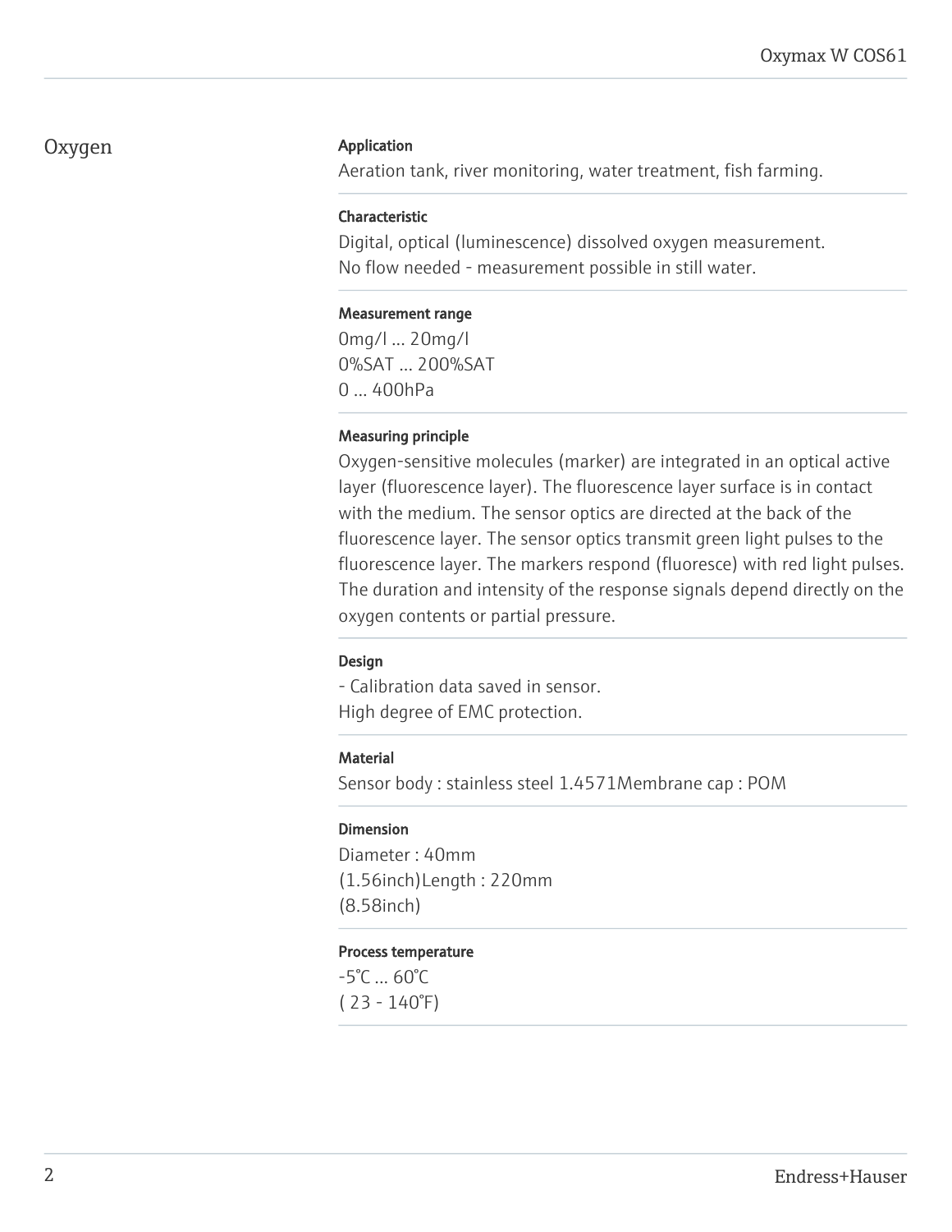## Oxygen

### Application

Aeration tank, river monitoring, water treatment, fish farming.

### Characteristic

Digital, optical (luminescence) dissolved oxygen measurement.
No flow needed - measurement possible in still water.

### Measurement range

0mg/l ... 20mg/l
0%SAT ... 200%SAT
0 ... 400hPa

### Measuring principle

Oxygen-sensitive molecules (marker) are integrated in an optical active layer (fluorescence layer). The fluorescence layer surface is in contact with the medium. The sensor optics are directed at the back of the fluorescence layer. The sensor optics transmit green light pulses to the fluorescence layer. The markers respond (fluoresce) with red light pulses. The duration and intensity of the response signals depend directly on the oxygen contents or partial pressure.

### Design

- Calibration data saved in sensor.
High degree of EMC protection.

### Material

Sensor body : stainless steel 1.4571Membrane cap : POM

### Dimension

Diameter : 40mm
(1.56inch)Length : 220mm
(8.58inch)

### Process temperature

-5°C ... 60°C
( 23 - 140°F)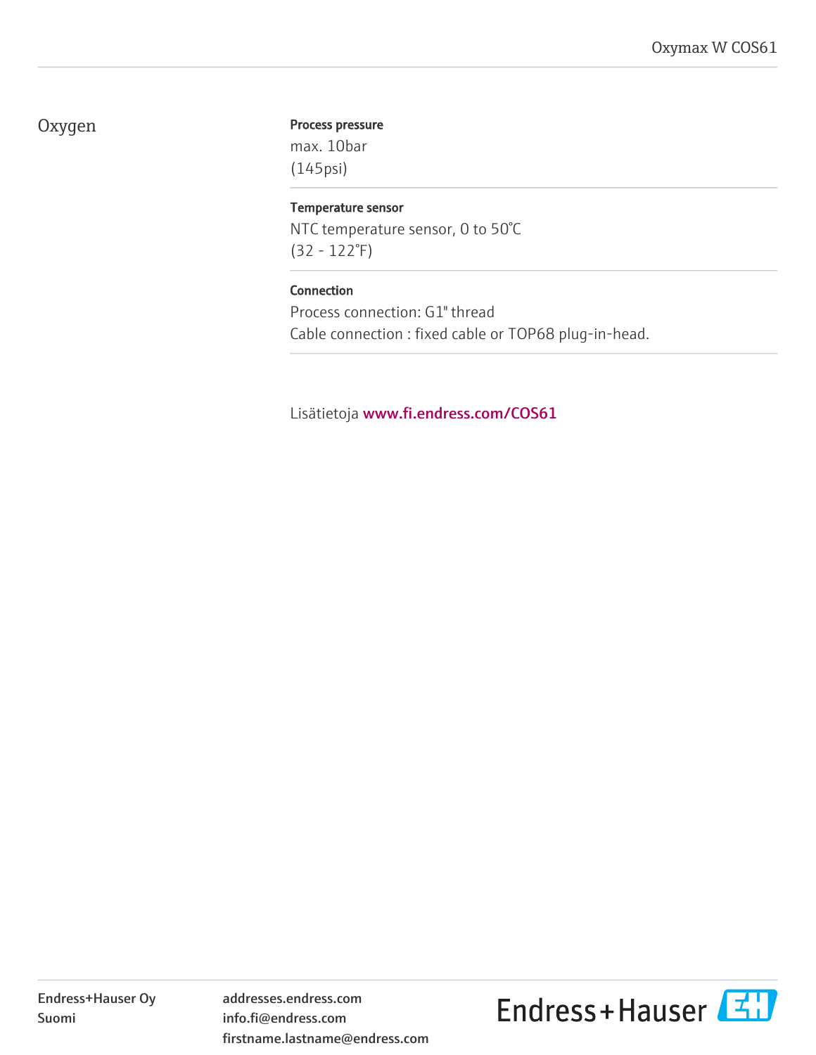## Oxygen

**Process pressure**

max. 10bar
(145psi)

**Temperature sensor**

NTC temperature sensor, 0 to 50°C
(32 - 122°F)

**Connection**

Process connection: G1" thread
Cable connection : fixed cable or TOP68 plug-in-head.

Lisätietoja **www.fi.endress.com/COS61**

Endress+Hauser Oy
Suomi

addresses.endress.com
info.fi@endress.com
firstname.lastname@endress.com